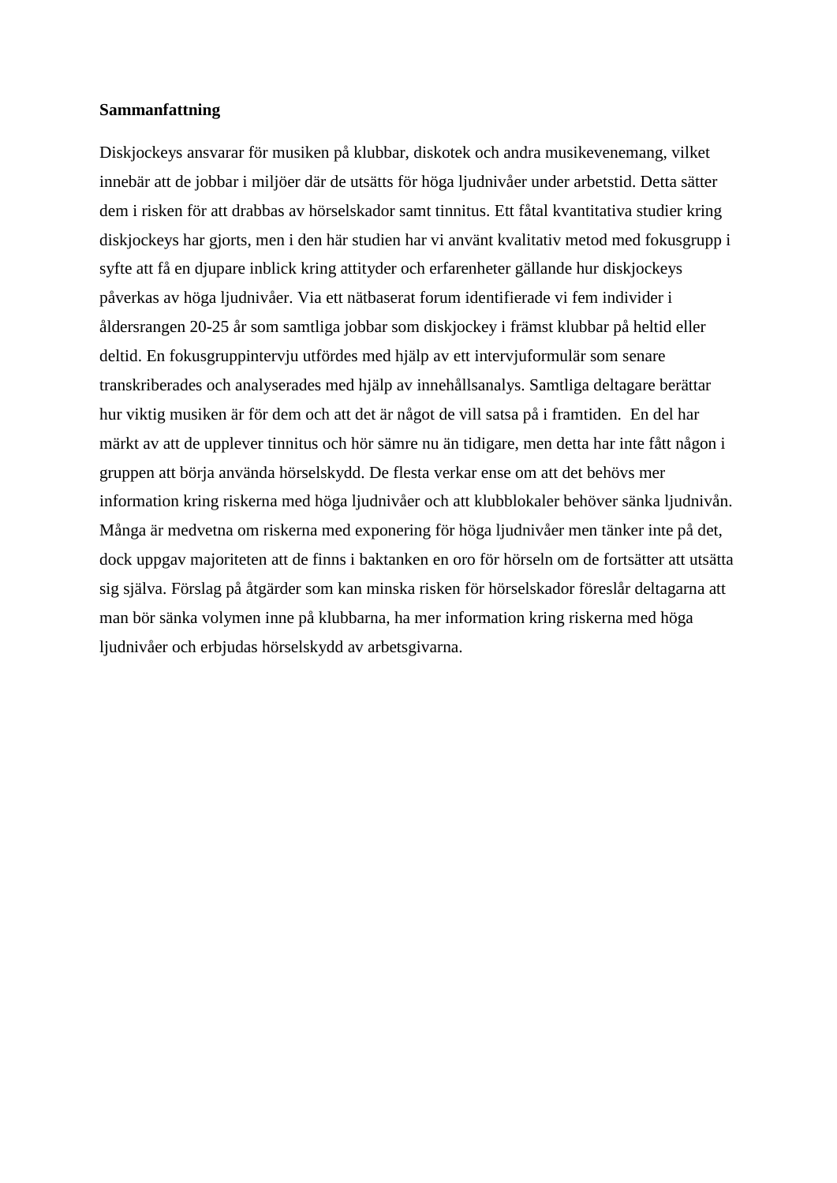**Sammanfattning**

Diskjockeys ansvarar för musiken på klubbar, diskotek och andra musikevenemang, vilket innebär att de jobbar i miljöer där de utsätts för höga ljudnivåer under arbetstid. Detta sätter dem i risken för att drabbas av hörselskador samt tinnitus. Ett fåtal kvantitativa studier kring diskjockeys har gjorts, men i den här studien har vi använt kvalitativ metod med fokusgrupp i syfte att få en djupare inblick kring attityder och erfarenheter gällande hur diskjockeys påverkas av höga ljudnivåer. Via ett nätbaserat forum identifierade vi fem individer i åldersrangen 20-25 år som samtliga jobbar som diskjockey i främst klubbar på heltid eller deltid. En fokusgruppintervju utfördes med hjälp av ett intervjuformulär som senare transkriberades och analyserades med hjälp av innehållsanalys. Samtliga deltagare berättar hur viktig musiken är för dem och att det är något de vill satsa på i framtiden. En del har märkt av att de upplever tinnitus och hör sämre nu än tidigare, men detta har inte fått någon i gruppen att börja använda hörselskydd. De flesta verkar ense om att det behövs mer information kring riskerna med höga ljudnivåer och att klubblokaler behöver sänka ljudnivån. Många är medvetna om riskerna med exponering för höga ljudnivåer men tänker inte på det, dock uppgav majoriteten att de finns i baktanken en oro för hörseln om de fortsätter att utsätta sig själva. Förslag på åtgärder som kan minska risken för hörselskador föreslår deltagarna att man bör sänka volymen inne på klubbarna, ha mer information kring riskerna med höga ljudnivåer och erbjudas hörselskydd av arbetsgivarna.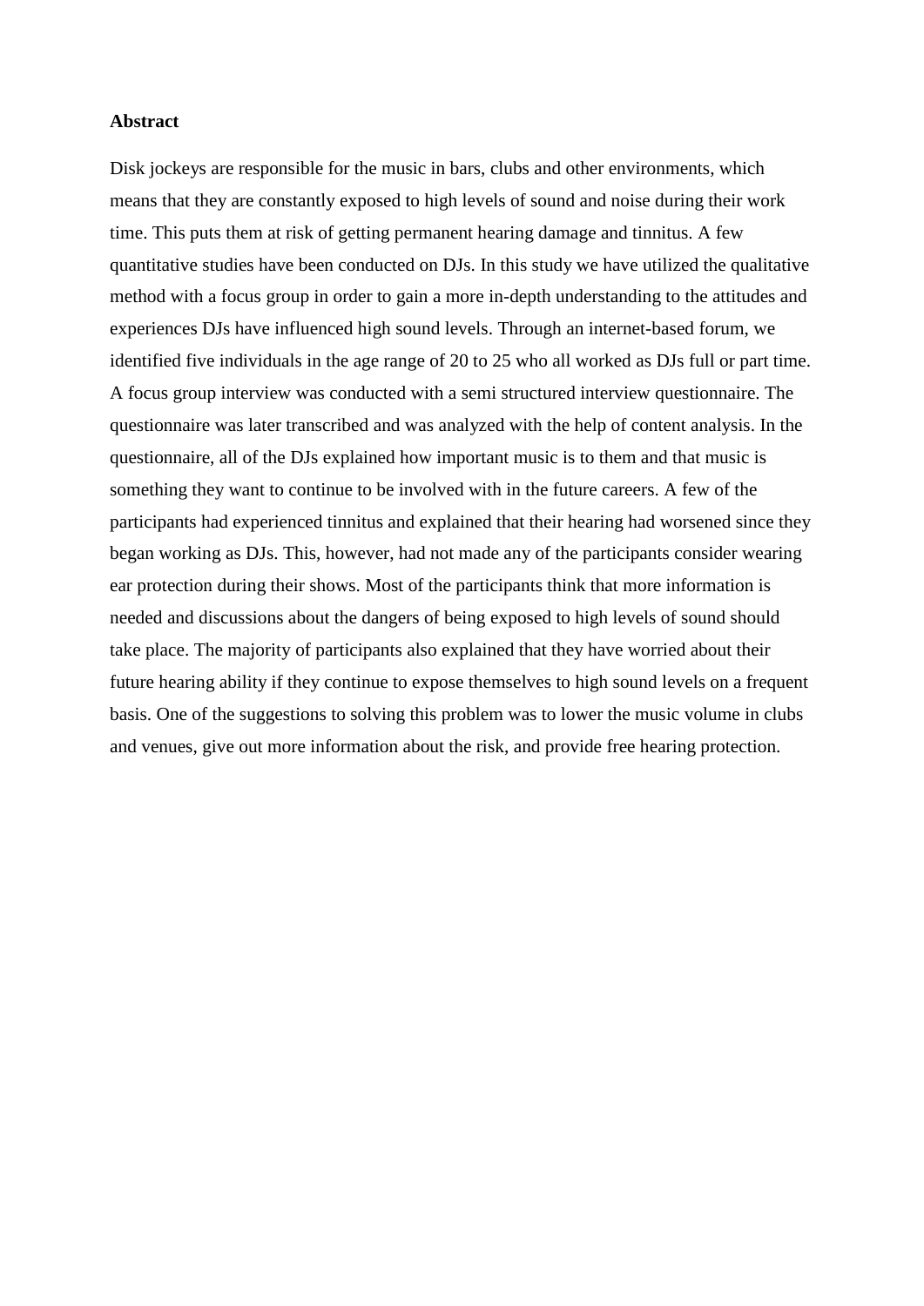**Abstract**

Disk jockeys are responsible for the music in bars, clubs and other environments, which means that they are constantly exposed to high levels of sound and noise during their work time. This puts them at risk of getting permanent hearing damage and tinnitus. A few quantitative studies have been conducted on DJs. In this study we have utilized the qualitative method with a focus group in order to gain a more in-depth understanding to the attitudes and experiences DJs have influenced high sound levels. Through an internet-based forum, we identified five individuals in the age range of 20 to 25 who all worked as DJs full or part time. A focus group interview was conducted with a semi structured interview questionnaire. The questionnaire was later transcribed and was analyzed with the help of content analysis. In the questionnaire, all of the DJs explained how important music is to them and that music is something they want to continue to be involved with in the future careers. A few of the participants had experienced tinnitus and explained that their hearing had worsened since they began working as DJs. This, however, had not made any of the participants consider wearing ear protection during their shows. Most of the participants think that more information is needed and discussions about the dangers of being exposed to high levels of sound should take place. The majority of participants also explained that they have worried about their future hearing ability if they continue to expose themselves to high sound levels on a frequent basis. One of the suggestions to solving this problem was to lower the music volume in clubs and venues, give out more information about the risk, and provide free hearing protection.